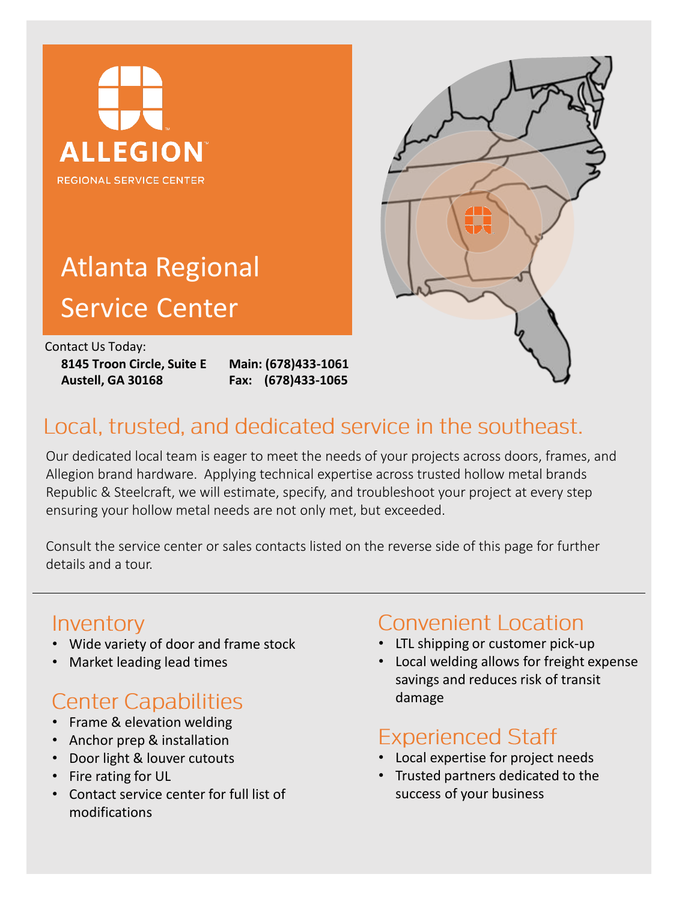ALLEGION™

REGIONAL SERVICE CENTER

# Atlanta Regional Service Center

Contact Us Today:

**8145 Troon Circle, Suite E**
**Austell, GA 30168**

**Main: (678)433-1061**
**Fax: (678)433-1065**

## Local, trusted, and dedicated service in the southeast.

Our dedicated local team is eager to meet the needs of your projects across doors, frames, and Allegion brand hardware. Applying technical expertise across trusted hollow metal brands Republic & Steelcraft, we will estimate, specify, and troubleshoot your project at every step ensuring your hollow metal needs are not only met, but exceeded.

Consult the service center or sales contacts listed on the reverse side of this page for further details and a tour.

---

### Inventory

- Wide variety of door and frame stock
- Market leading lead times

### Center Capabilities

- Frame & elevation welding
- Anchor prep & installation
- Door light & louver cutouts
- Fire rating for UL
- Contact service center for full list of modifications

### Convenient Location

- LTL shipping or customer pick-up
- Local welding allows for freight expense savings and reduces risk of transit damage

### Experienced Staff

- Local expertise for project needs
- Trusted partners dedicated to the success of your business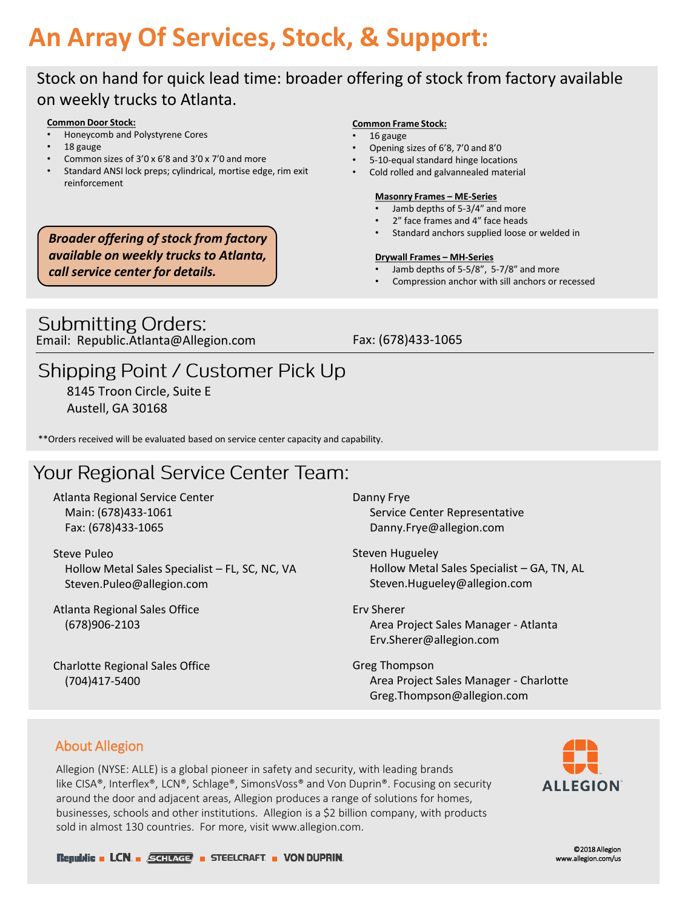# An Array Of Services, Stock, & Support:

Stock on hand for quick lead time: broader offering of stock from factory available on weekly trucks to Atlanta.

**Common Door Stock:**

- Honeycomb and Polystyrene Cores
- 18 gauge
- Common sizes of 3'0 x 6'8 and 3'0 x 7'0 and more
- Standard ANSI lock preps; cylindrical, mortise edge, rim exit reinforcement

***Broader offering of stock from factory available on weekly trucks to Atlanta, call service center for details.***

**Common Frame Stock:**

- 16 gauge
- Opening sizes of 6'8, 7'0 and 8'0
- 5-10-equal standard hinge locations
- Cold rolled and galvannealed material

**Masonry Frames – ME-Series**

- Jamb depths of 5-3/4" and more
- 2" face frames and 4" face heads
- Standard anchors supplied loose or welded in

**Drywall Frames – MH-Series**

- Jamb depths of 5-5/8", 5-7/8" and more
- Compression anchor with sill anchors or recessed

## Submitting Orders:

Email: Republic.Atlanta@Allegion.com

Fax: (678)433-1065

## Shipping Point / Customer Pick Up

8145 Troon Circle, Suite E
Austell, GA 30168

**Orders received will be evaluated based on service center capacity and capability.

## Your Regional Service Center Team:

Atlanta Regional Service Center
Main: (678)433-1061
Fax: (678)433-1065

Steve Puleo
Hollow Metal Sales Specialist – FL, SC, NC, VA
Steven.Puleo@allegion.com

Atlanta Regional Sales Office
(678)906-2103

Charlotte Regional Sales Office
(704)417-5400

Danny Frye
Service Center Representative
Danny.Frye@allegion.com

Steven Hugueley
Hollow Metal Sales Specialist – GA, TN, AL
Steven.Hugueley@allegion.com

Erv Sherer
Area Project Sales Manager - Atlanta
Erv.Sherer@allegion.com

Greg Thompson
Area Project Sales Manager - Charlotte
Greg.Thompson@allegion.com

## About Allegion

Allegion (NYSE: ALLE) is a global pioneer in safety and security, with leading brands like CISA®, Interflex®, LCN®, Schlage®, SimonsVoss® and Von Duprin®. Focusing on security around the door and adjacent areas, Allegion produces a range of solutions for homes, businesses, schools and other institutions. Allegion is a $2 billion company, with products sold in almost 130 countries. For more, visit www.allegion.com.

ALLEGION

Republic ■ LCN ■ SCHLAGE ■ STEELCRAFT ■ VON DUPRIN

©2018 Allegion
www.allegion.com/us